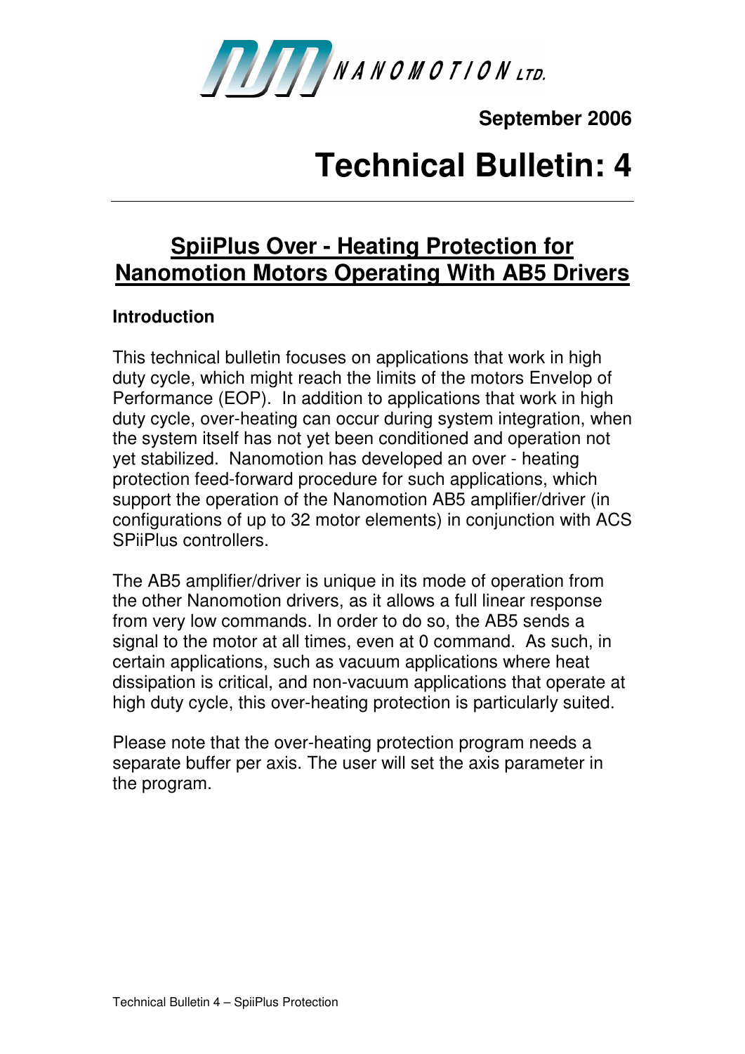NANOMOTION LTD.

**September 2006**

# Technical Bulletin: 4

## SpiiPlus Over - Heating Protection for Nanomotion Motors Operating With AB5 Drivers

### Introduction

This technical bulletin focuses on applications that work in high duty cycle, which might reach the limits of the motors Envelop of Performance (EOP). In addition to applications that work in high duty cycle, over-heating can occur during system integration, when the system itself has not yet been conditioned and operation not yet stabilized. Nanomotion has developed an over - heating protection feed-forward procedure for such applications, which support the operation of the Nanomotion AB5 amplifier/driver (in configurations of up to 32 motor elements) in conjunction with ACS SPiiPlus controllers.

The AB5 amplifier/driver is unique in its mode of operation from the other Nanomotion drivers, as it allows a full linear response from very low commands. In order to do so, the AB5 sends a signal to the motor at all times, even at 0 command. As such, in certain applications, such as vacuum applications where heat dissipation is critical, and non-vacuum applications that operate at high duty cycle, this over-heating protection is particularly suited.

Please note that the over-heating protection program needs a separate buffer per axis. The user will set the axis parameter in the program.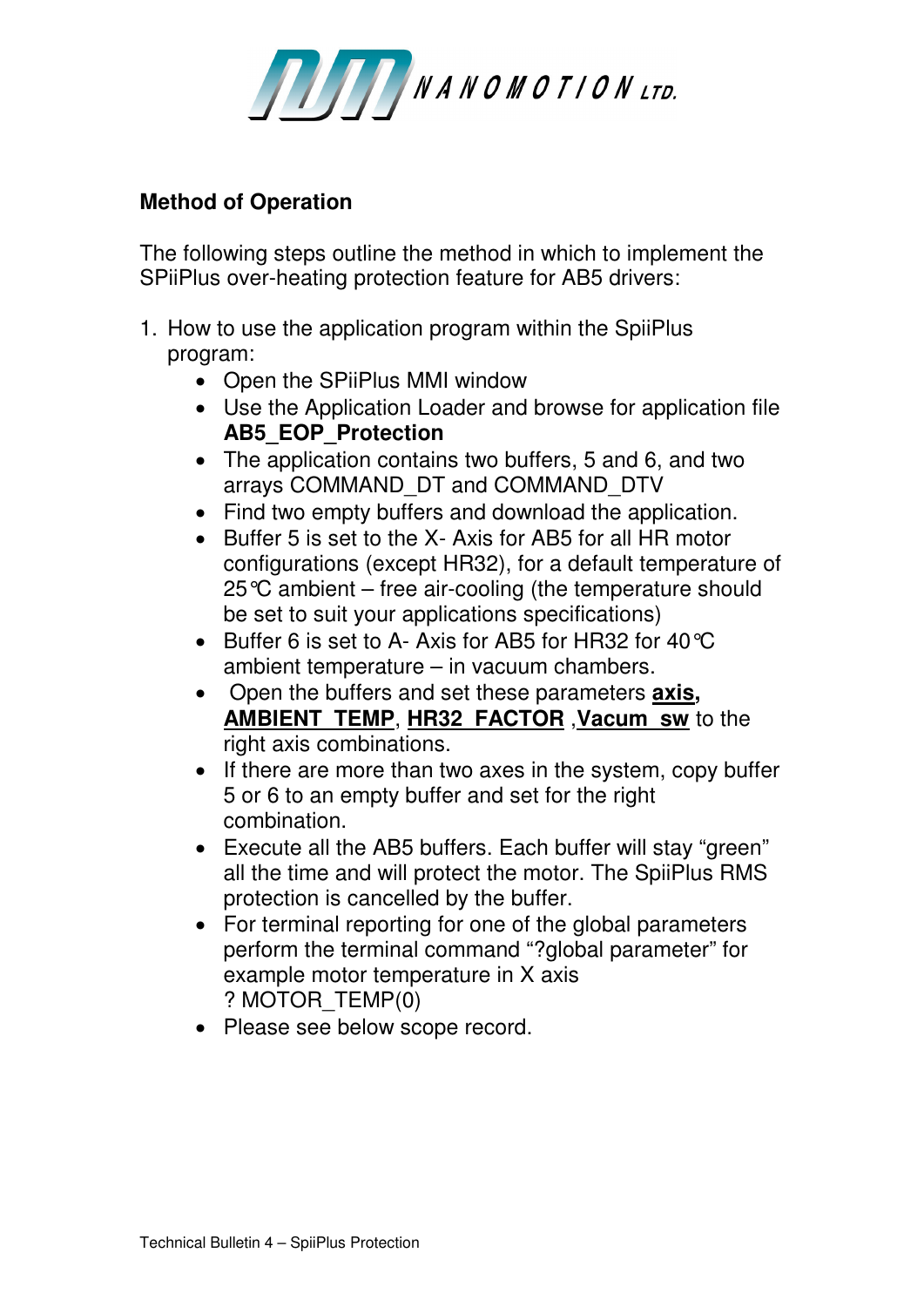**Method of Operation**

The following steps outline the method in which to implement the SPiiPlus over-heating protection feature for AB5 drivers:

1. How to use the application program within the SpiiPlus program:
    - Open the SPiiPlus MMI window
    - Use the Application Loader and browse for application file **AB5_EOP_Protection**
    - The application contains two buffers, 5 and 6, and two arrays COMMAND_DT and COMMAND_DTV
    - Find two empty buffers and download the application.
    - Buffer 5 is set to the X- Axis for AB5 for all HR motor configurations (except HR32), for a default temperature of 25℃ ambient – free air-cooling (the temperature should be set to suit your applications specifications)
    - Buffer 6 is set to A- Axis for AB5 for HR32 for 40℃ ambient temperature – in vacuum chambers.
    - Open the buffers and set these parameters **axis,** **AMBIENT_TEMP**, **HR32_FACTOR** ,**Vacum_sw** to the right axis combinations.
    - If there are more than two axes in the system, copy buffer 5 or 6 to an empty buffer and set for the right combination.
    - Execute all the AB5 buffers. Each buffer will stay "green" all the time and will protect the motor. The SpiiPlus RMS protection is cancelled by the buffer.
    - For terminal reporting for one of the global parameters perform the terminal command "?global parameter" for example motor temperature in X axis ? MOTOR_TEMP(0)
    - Please see below scope record.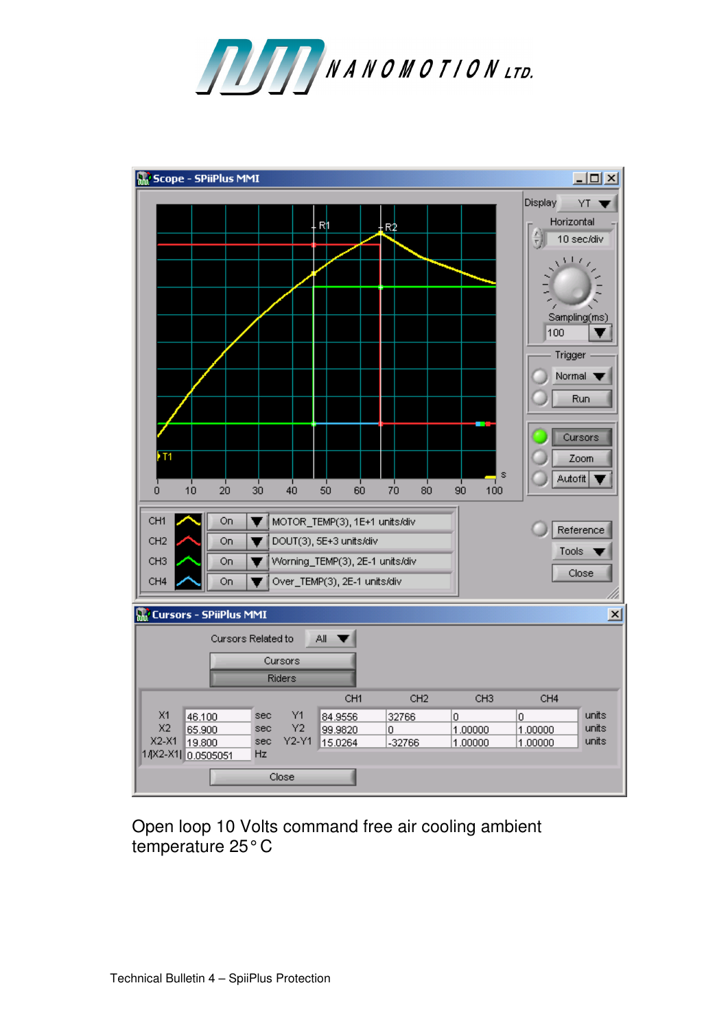Open loop 10 Volts command free air cooling ambient temperature 25° C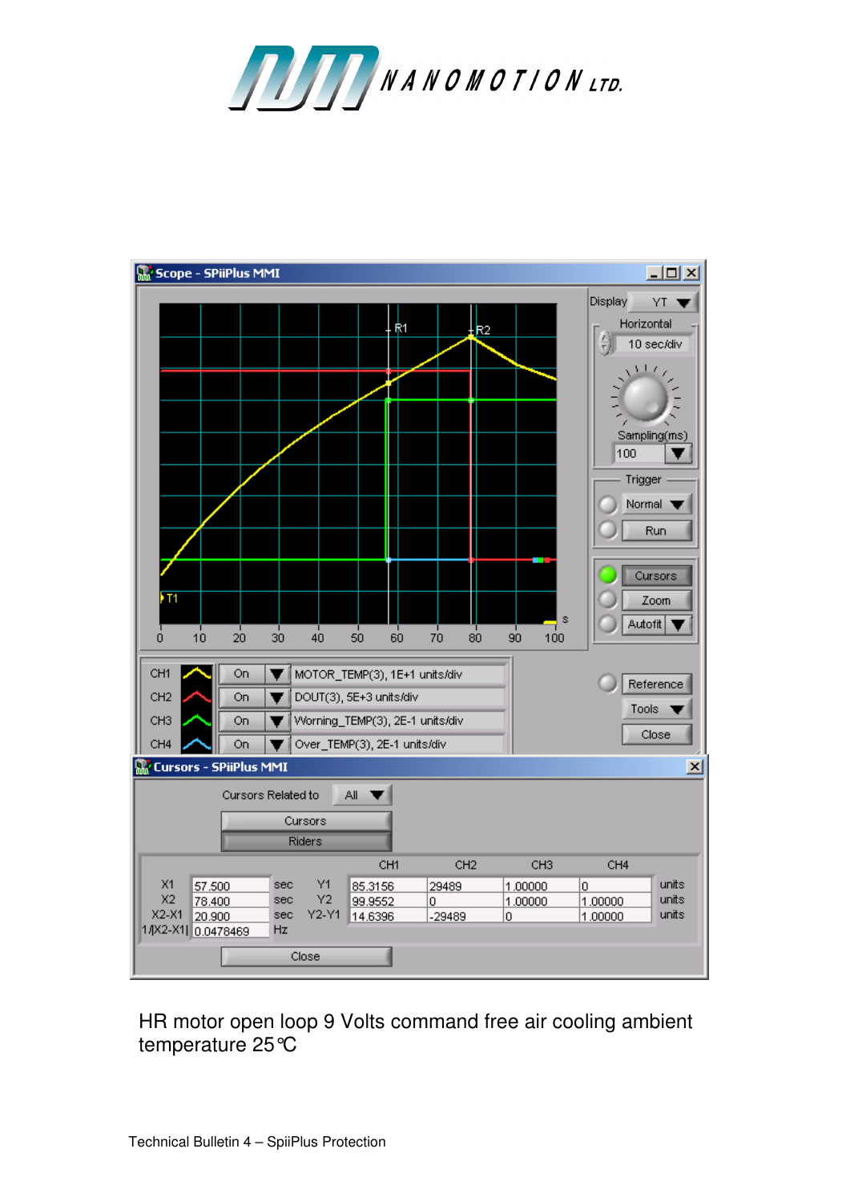HR motor open loop 9 Volts command free air cooling ambient temperature 25℃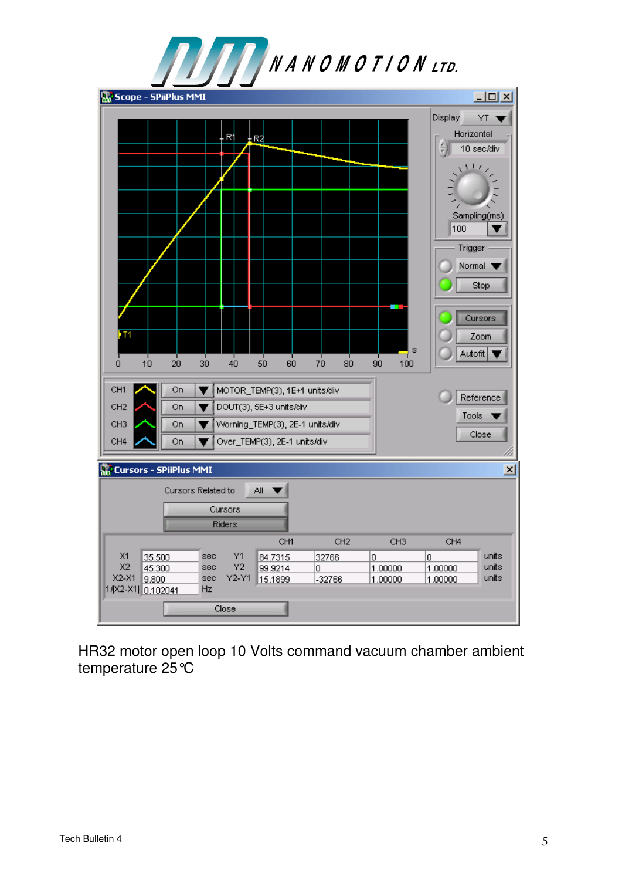NANOMOTION LTD.

Scope - SPiiPlus MMI

Display: YT

Horizontal: 10 sec/div

Sampling(ms): 100

Trigger: Normal, Stop

Cursors, Zoom, Autofit

| | | |
|---|---|---|
| CH1 | On | MOTOR_TEMP(3), 1E+1 units/div |
| CH2 | On | DOUT(3), 5E+3 units/div |
| CH3 | On | Worning_TEMP(3), 2E-1 units/div |
| CH4 | On | Over_TEMP(3), 2E-1 units/div |

Reference, Tools, Close

Cursors - SPiiPlus MMI

Cursors Related to: All

Cursors, Riders

| | | | | CH1 | CH2 | CH3 | CH4 | |
|---|---|---|---|---|---|---|---|---|
| X1 | 35.500 | sec | Y1 | 84.7315 | 32766 | 0 | 0 | units |
| X2 | 45.300 | sec | Y2 | 99.9214 | 0 | 1.00000 | 1.00000 | units |
| X2-X1 | 9.800 | sec | Y2-Y1 | 15.1899 | -32766 | 1.00000 | 1.00000 | units |
| 1/\|X2-X1\| | 0.102041 | Hz | | | | | | |

Close

HR32 motor open loop 10 Volts command vacuum chamber ambient temperature 25℃

Tech Bulletin 4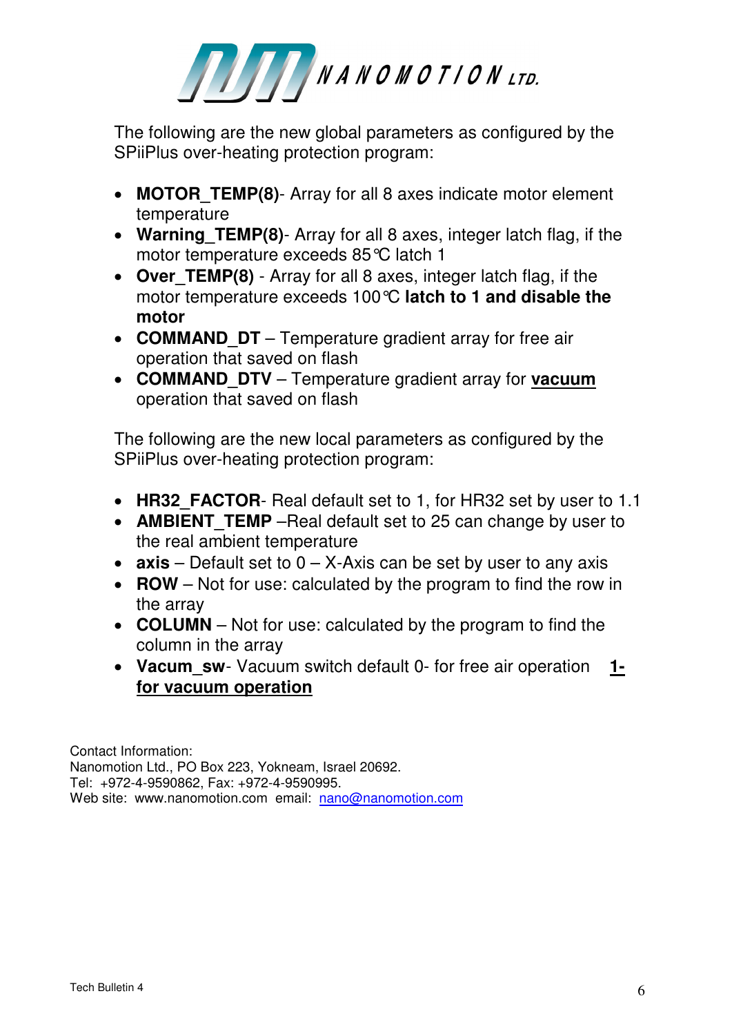The following are the new global parameters as configured by the SPiiPlus over-heating protection program:

- **MOTOR_TEMP(8)**- Array for all 8 axes indicate motor element temperature
- **Warning_TEMP(8)**- Array for all 8 axes, integer latch flag, if the motor temperature exceeds 85℃ latch 1
- **Over_TEMP(8)** - Array for all 8 axes, integer latch flag, if the motor temperature exceeds 100℃ **latch to 1 and disable the motor**
- **COMMAND_DT** – Temperature gradient array for free air operation that saved on flash
- **COMMAND_DTV** – Temperature gradient array for **vacuum** operation that saved on flash

The following are the new local parameters as configured by the SPiiPlus over-heating protection program:

- **HR32_FACTOR**- Real default set to 1, for HR32 set by user to 1.1
- **AMBIENT_TEMP** –Real default set to 25 can change by user to the real ambient temperature
- **axis** – Default set to 0 – X-Axis can be set by user to any axis
- **ROW** – Not for use: calculated by the program to find the row in the array
- **COLUMN** – Not for use: calculated by the program to find the column in the array
- **Vacum_sw**- Vacuum switch default 0- for free air operation **1- for vacuum operation**

Contact Information:
Nanomotion Ltd., PO Box 223, Yokneam, Israel 20692.
Tel: +972-4-9590862, Fax: +972-4-9590995.
Web site: www.nanomotion.com email: nano@nanomotion.com